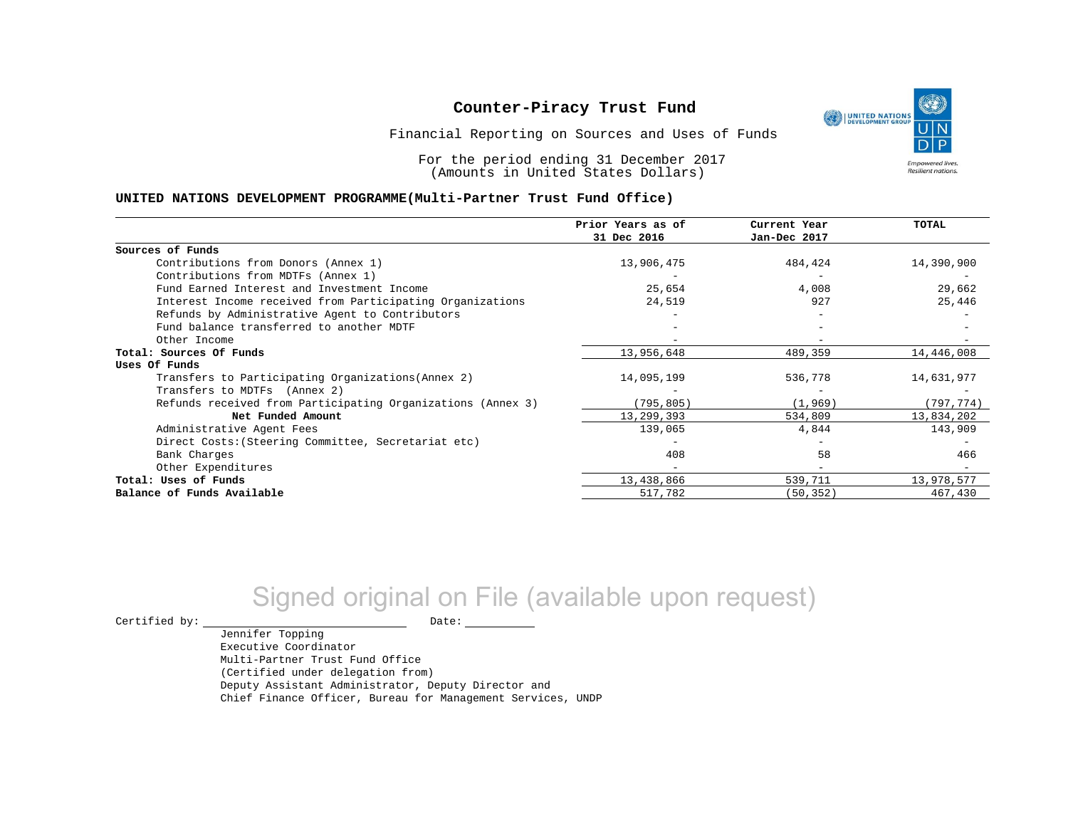# Counter-Piracy Trust Fund

Financial Reporting on Sources and Uses of Funds

For the period ending 31 December 2017
(Amounts in United States Dollars)

**UNITED NATIONS DEVELOPMENT PROGRAMME(Multi-Partner Trust Fund Office)**

| | Prior Years as of 31 Dec 2016 | Current Year Jan-Dec 2017 | TOTAL |
|---|---|---|---|
| **Sources of Funds** | | | |
| Contributions from Donors (Annex 1) | 13,906,475 | 484,424 | 14,390,900 |
| Contributions from MDTFs (Annex 1) | - | - | - |
| Fund Earned Interest and Investment Income | 25,654 | 4,008 | 29,662 |
| Interest Income received from Participating Organizations | 24,519 | 927 | 25,446 |
| Refunds by Administrative Agent to Contributors | - | - | - |
| Fund balance transferred to another MDTF | - | - | - |
| Other Income | - | - | - |
| **Total: Sources Of Funds** | 13,956,648 | 489,359 | 14,446,008 |
| **Uses Of Funds** | | | |
| Transfers to Participating Organizations(Annex 2) | 14,095,199 | 536,778 | 14,631,977 |
| Transfers to MDTFs (Annex 2) | - | - | - |
| Refunds received from Participating Organizations (Annex 3) | (795,805) | (1,969) | (797,774) |
| **Net Funded Amount** | 13,299,393 | 534,809 | 13,834,202 |
| Administrative Agent Fees | 139,065 | 4,844 | 143,909 |
| Direct Costs:(Steering Committee, Secretariat etc) | - | - | - |
| Bank Charges | 408 | 58 | 466 |
| Other Expenditures | - | - | - |
| **Total: Uses of Funds** | 13,438,866 | 539,711 | 13,978,577 |
| **Balance of Funds Available** | 517,782 | (50,352) | 467,430 |

Signed original on File (available upon request)

Certified by: ____________________ Date: __________

Jennifer Topping
Executive Coordinator
Multi-Partner Trust Fund Office
(Certified under delegation from)
Deputy Assistant Administrator, Deputy Director and
Chief Finance Officer, Bureau for Management Services, UNDP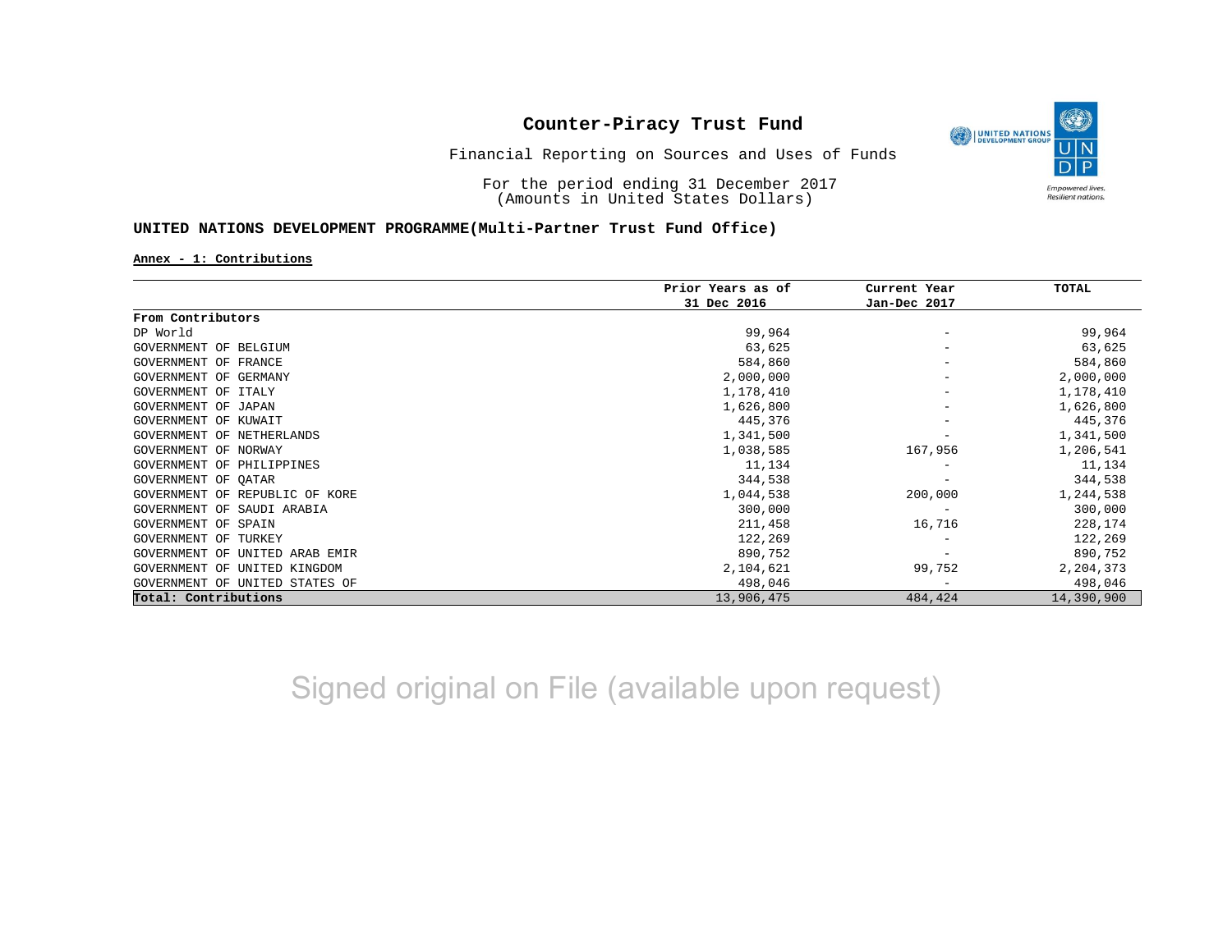# Counter-Piracy Trust Fund

Financial Reporting on Sources and Uses of Funds

For the period ending 31 December 2017
(Amounts in United States Dollars)

**UNITED NATIONS DEVELOPMENT PROGRAMME(Multi-Partner Trust Fund Office)**

**Annex - 1: Contributions**

| | Prior Years as of 31 Dec 2016 | Current Year Jan-Dec 2017 | TOTAL |
|---|---|---|---|
| **From Contributors** | | | |
| DP World | 99,964 | - | 99,964 |
| GOVERNMENT OF BELGIUM | 63,625 | - | 63,625 |
| GOVERNMENT OF FRANCE | 584,860 | - | 584,860 |
| GOVERNMENT OF GERMANY | 2,000,000 | - | 2,000,000 |
| GOVERNMENT OF ITALY | 1,178,410 | - | 1,178,410 |
| GOVERNMENT OF JAPAN | 1,626,800 | - | 1,626,800 |
| GOVERNMENT OF KUWAIT | 445,376 | - | 445,376 |
| GOVERNMENT OF NETHERLANDS | 1,341,500 | - | 1,341,500 |
| GOVERNMENT OF NORWAY | 1,038,585 | 167,956 | 1,206,541 |
| GOVERNMENT OF PHILIPPINES | 11,134 | - | 11,134 |
| GOVERNMENT OF QATAR | 344,538 | - | 344,538 |
| GOVERNMENT OF REPUBLIC OF KORE | 1,044,538 | 200,000 | 1,244,538 |
| GOVERNMENT OF SAUDI ARABIA | 300,000 | - | 300,000 |
| GOVERNMENT OF SPAIN | 211,458 | 16,716 | 228,174 |
| GOVERNMENT OF TURKEY | 122,269 | - | 122,269 |
| GOVERNMENT OF UNITED ARAB EMIR | 890,752 | - | 890,752 |
| GOVERNMENT OF UNITED KINGDOM | 2,104,621 | 99,752 | 2,204,373 |
| GOVERNMENT OF UNITED STATES OF | 498,046 | - | 498,046 |
| **Total: Contributions** | 13,906,475 | 484,424 | 14,390,900 |

Signed original on File (available upon request)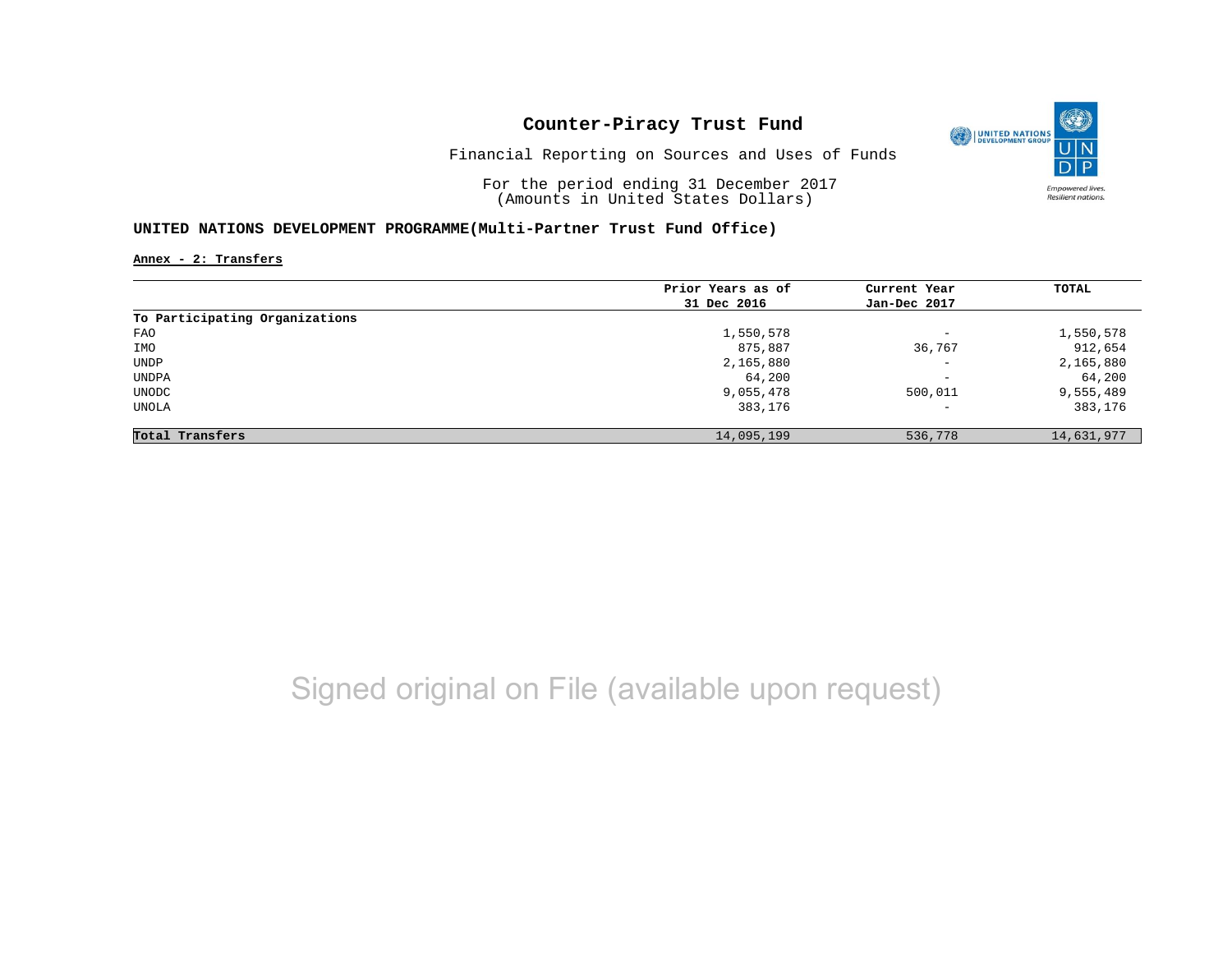# Counter-Piracy Trust Fund

Financial Reporting on Sources and Uses of Funds

For the period ending 31 December 2017
(Amounts in United States Dollars)

## UNITED NATIONS DEVELOPMENT PROGRAMME(Multi-Partner Trust Fund Office)

**Annex - 2: Transfers**

| | Prior Years as of 31 Dec 2016 | Current Year Jan-Dec 2017 | TOTAL |
|---|---|---|---|
| **To Participating Organizations** | | | |
| FAO | 1,550,578 | - | 1,550,578 |
| IMO | 875,887 | 36,767 | 912,654 |
| UNDP | 2,165,880 | - | 2,165,880 |
| UNDPA | 64,200 | - | 64,200 |
| UNODC | 9,055,478 | 500,011 | 9,555,489 |
| UNOLA | 383,176 | - | 383,176 |
| **Total Transfers** | 14,095,199 | 536,778 | 14,631,977 |

Signed original on File (available upon request)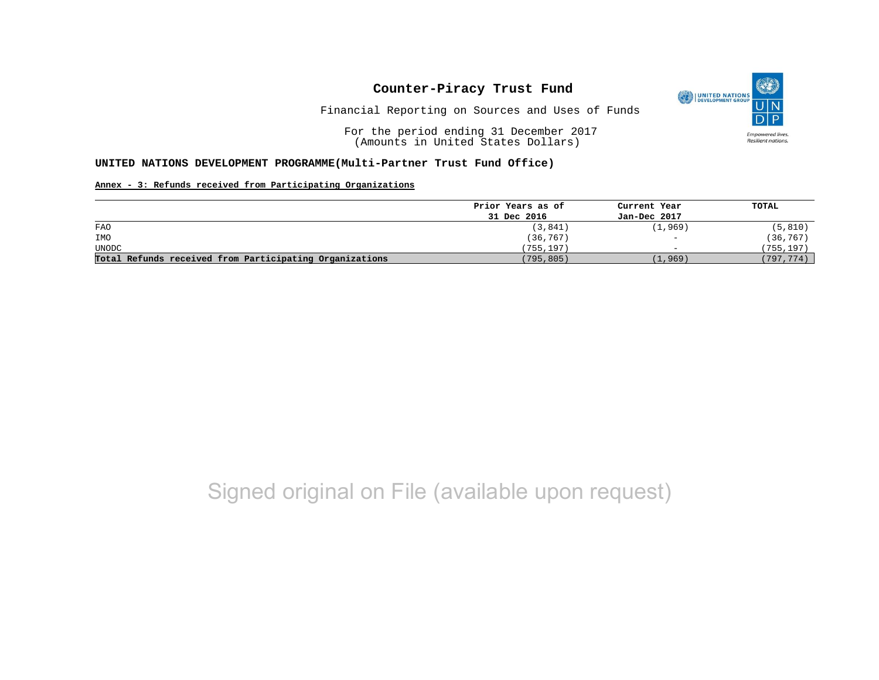## Counter-Piracy Trust Fund

Financial Reporting on Sources and Uses of Funds

For the period ending 31 December 2017
(Amounts in United States Dollars)

**UNITED NATIONS DEVELOPMENT PROGRAMME(Multi-Partner Trust Fund Office)**

**Annex - 3: Refunds received from Participating Organizations**

| | Prior Years as of 31 Dec 2016 | Current Year Jan-Dec 2017 | TOTAL |
|---|---|---|---|
| FAO | (3,841) | (1,969) | (5,810) |
| IMO | (36,767) | - | (36,767) |
| UNODC | (755,197) | - | (755,197) |
| **Total Refunds received from Participating Organizations** | (795,805) | (1,969) | (797,774) |

Signed original on File (available upon request)